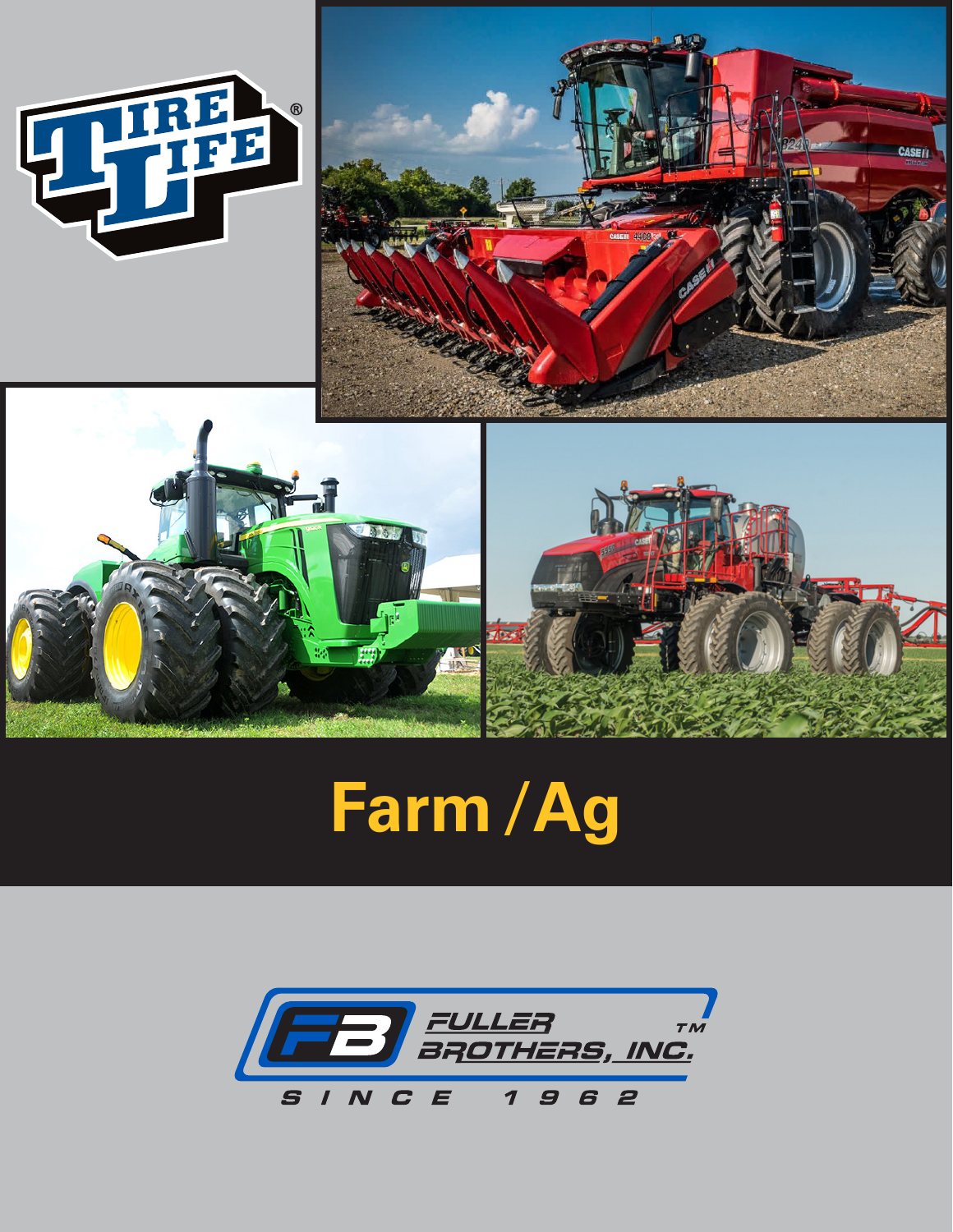TIRE LIFE®

# Farm / Ag

FULLER BROTHERS, INC.™

SINCE 1962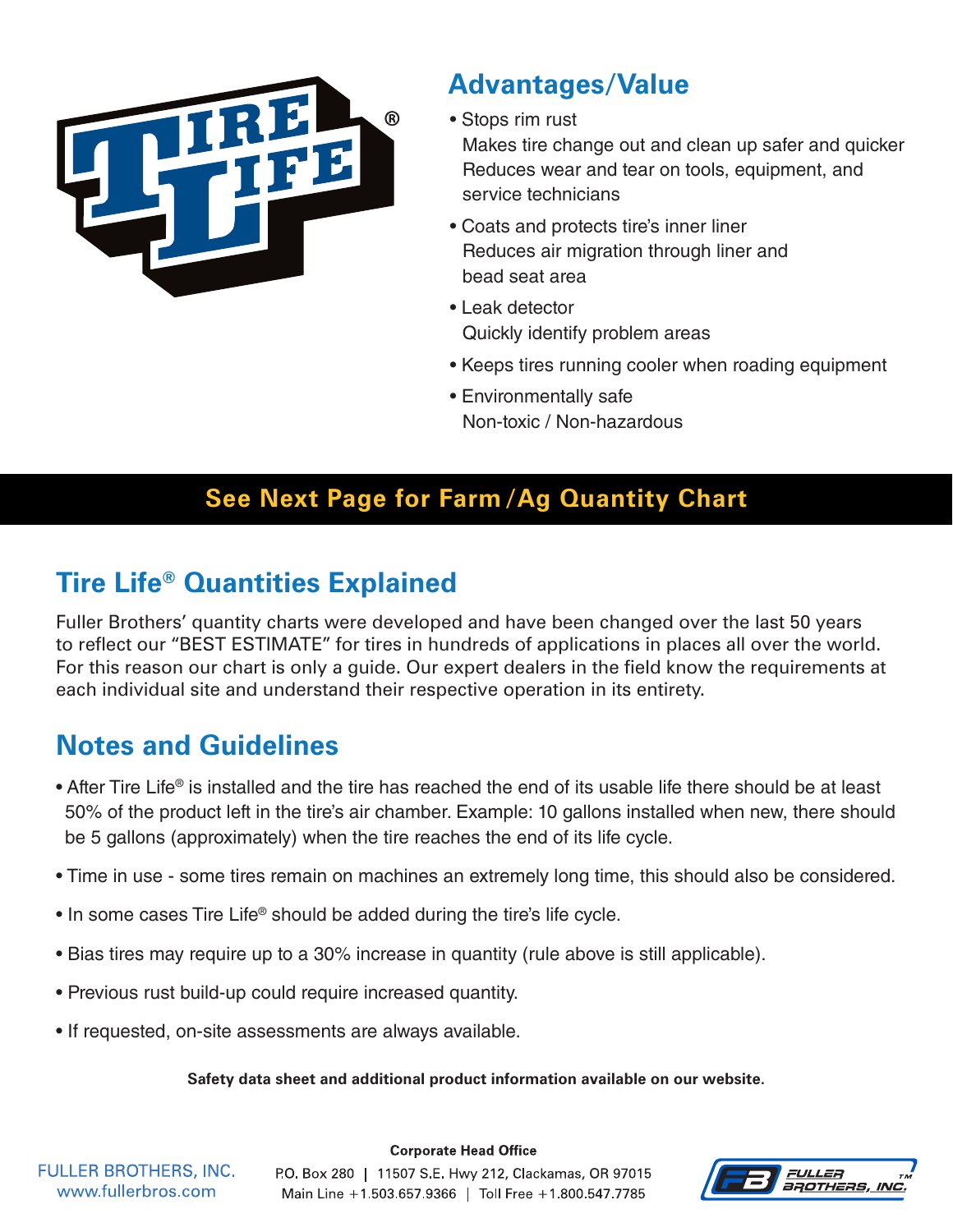TIRE LIFE®

## Advantages/Value

- Stops rim rust
  Makes tire change out and clean up safer and quicker
  Reduces wear and tear on tools, equipment, and service technicians
- Coats and protects tire's inner liner
  Reduces air migration through liner and bead seat area
- Leak detector
  Quickly identify problem areas
- Keeps tires running cooler when roading equipment
- Environmentally safe
  Non-toxic / Non-hazardous

**See Next Page for Farm/Ag Quantity Chart**

## Tire Life® Quantities Explained

Fuller Brothers' quantity charts were developed and have been changed over the last 50 years to reflect our "BEST ESTIMATE" for tires in hundreds of applications in places all over the world. For this reason our chart is only a guide. Our expert dealers in the field know the requirements at each individual site and understand their respective operation in its entirety.

## Notes and Guidelines

- After Tire Life® is installed and the tire has reached the end of its usable life there should be at least 50% of the product left in the tire's air chamber. Example: 10 gallons installed when new, there should be 5 gallons (approximately) when the tire reaches the end of its life cycle.
- Time in use - some tires remain on machines an extremely long time, this should also be considered.
- In some cases Tire Life® should be added during the tire's life cycle.
- Bias tires may require up to a 30% increase in quantity (rule above is still applicable).
- Previous rust build-up could require increased quantity.
- If requested, on-site assessments are always available.

**Safety data sheet and additional product information available on our website.**

FULLER BROTHERS, INC.
www.fullerbros.com

**Corporate Head Office**
P.O. Box 280 | 11507 S.E. Hwy 212, Clackamas, OR 97015
Main Line +1.503.657.9366 | Toll Free +1.800.547.7785

FB FULLER BROTHERS, INC.™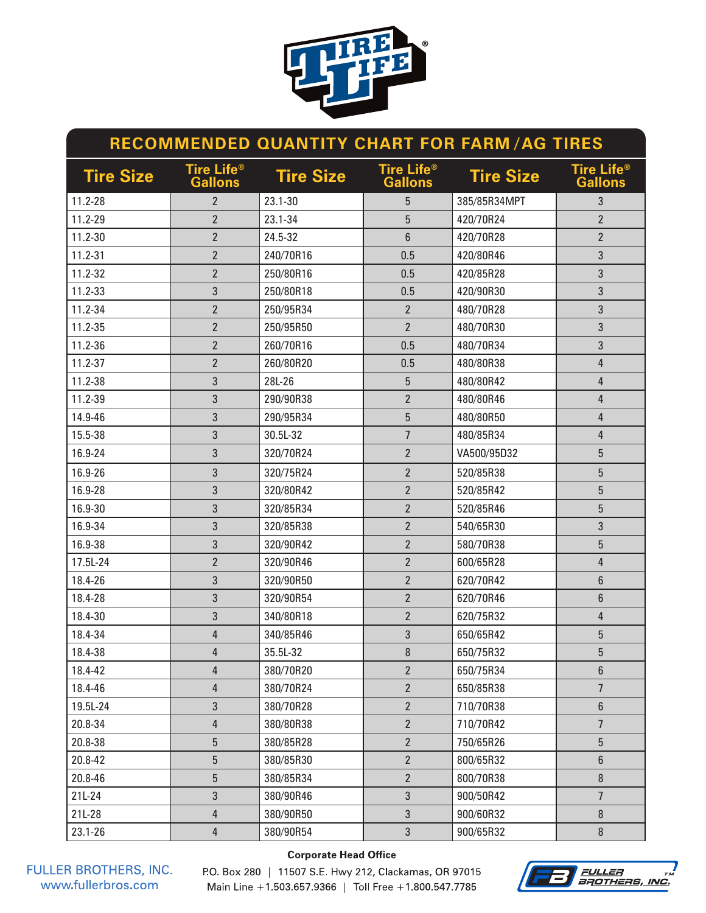TIRE LIFE®

## RECOMMENDED QUANTITY CHART FOR FARM / AG TIRES

| Tire Size | Tire Life® Gallons | Tire Size | Tire Life® Gallons | Tire Size | Tire Life® Gallons |
|---|---|---|---|---|---|
| 11.2-28 | 2 | 23.1-30 | 5 | 385/85R34MPT | 3 |
| 11.2-29 | 2 | 23.1-34 | 5 | 420/70R24 | 2 |
| 11.2-30 | 2 | 24.5-32 | 6 | 420/70R28 | 2 |
| 11.2-31 | 2 | 240/70R16 | 0.5 | 420/80R46 | 3 |
| 11.2-32 | 2 | 250/80R16 | 0.5 | 420/85R28 | 3 |
| 11.2-33 | 3 | 250/80R18 | 0.5 | 420/90R30 | 3 |
| 11.2-34 | 2 | 250/95R34 | 2 | 480/70R28 | 3 |
| 11.2-35 | 2 | 250/95R50 | 2 | 480/70R30 | 3 |
| 11.2-36 | 2 | 260/70R16 | 0.5 | 480/70R34 | 3 |
| 11.2-37 | 2 | 260/80R20 | 0.5 | 480/80R38 | 4 |
| 11.2-38 | 3 | 28L-26 | 5 | 480/80R42 | 4 |
| 11.2-39 | 3 | 290/90R38 | 2 | 480/80R46 | 4 |
| 14.9-46 | 3 | 290/95R34 | 5 | 480/80R50 | 4 |
| 15.5-38 | 3 | 30.5L-32 | 7 | 480/85R34 | 4 |
| 16.9-24 | 3 | 320/70R24 | 2 | VA500/95D32 | 5 |
| 16.9-26 | 3 | 320/75R24 | 2 | 520/85R38 | 5 |
| 16.9-28 | 3 | 320/80R42 | 2 | 520/85R42 | 5 |
| 16.9-30 | 3 | 320/85R34 | 2 | 520/85R46 | 5 |
| 16.9-34 | 3 | 320/85R38 | 2 | 540/65R30 | 3 |
| 16.9-38 | 3 | 320/90R42 | 2 | 580/70R38 | 5 |
| 17.5L-24 | 2 | 320/90R46 | 2 | 600/65R28 | 4 |
| 18.4-26 | 3 | 320/90R50 | 2 | 620/70R42 | 6 |
| 18.4-28 | 3 | 320/90R54 | 2 | 620/70R46 | 6 |
| 18.4-30 | 3 | 340/80R18 | 2 | 620/75R32 | 4 |
| 18.4-34 | 4 | 340/85R46 | 3 | 650/65R42 | 5 |
| 18.4-38 | 4 | 35.5L-32 | 8 | 650/75R32 | 5 |
| 18.4-42 | 4 | 380/70R20 | 2 | 650/75R34 | 6 |
| 18.4-46 | 4 | 380/70R24 | 2 | 650/85R38 | 7 |
| 19.5L-24 | 3 | 380/70R28 | 2 | 710/70R38 | 6 |
| 20.8-34 | 4 | 380/80R38 | 2 | 710/70R42 | 7 |
| 20.8-38 | 5 | 380/85R28 | 2 | 750/65R26 | 5 |
| 20.8-42 | 5 | 380/85R30 | 2 | 800/65R32 | 6 |
| 20.8-46 | 5 | 380/85R34 | 2 | 800/70R38 | 8 |
| 21L-24 | 3 | 380/90R46 | 3 | 900/50R42 | 7 |
| 21L-28 | 4 | 380/90R50 | 3 | 900/60R32 | 8 |
| 23.1-26 | 4 | 380/90R54 | 3 | 900/65R32 | 8 |

FULLER BROTHERS, INC.
www.fullerbros.com

**Corporate Head Office**
P.O. Box 280 | 11507 S.E. Hwy 212, Clackamas, OR 97015
Main Line +1.503.657.9366 | Toll Free +1.800.547.7785

FB FULLER BROTHERS, INC.™